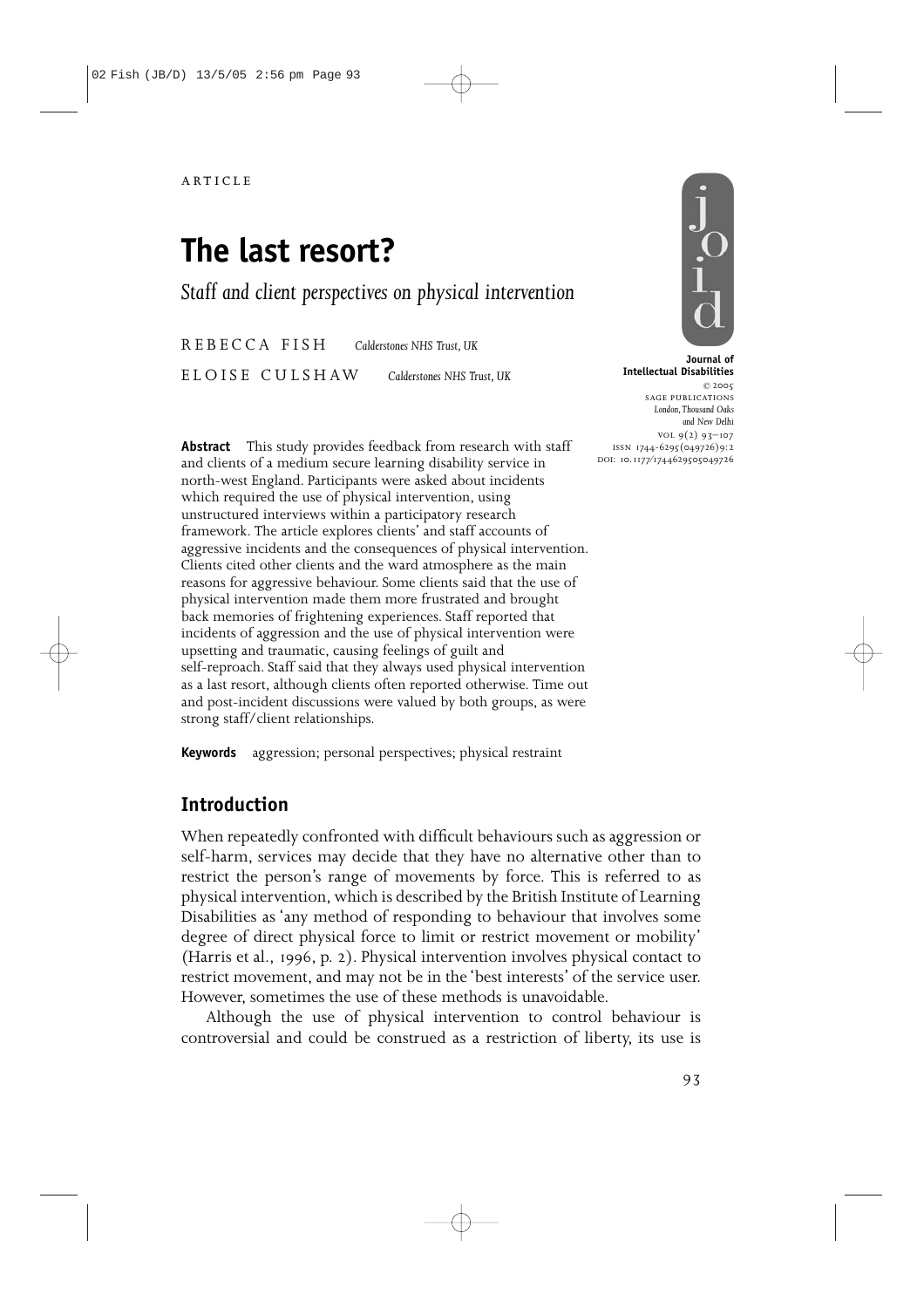ARTICLE

# The last resort?

*Staff and client perspectives on physical intervention*

REBECCA FISH *Calderstones NHS Trust, UK*

ELOISE CULSHAW *Calderstones NHS Trust, UK*

**Journal of Intellectual Disabilities**
© 2005
SAGE PUBLICATIONS
*London, Thousand Oaks and New Delhi*
VOL 9(2) 93–107
ISSN 1744-6295(049726)9:2
DOI: 10.1177/1744629505049726

**Abstract** This study provides feedback from research with staff and clients of a medium secure learning disability service in north-west England. Participants were asked about incidents which required the use of physical intervention, using unstructured interviews within a participatory research framework. The article explores clients' and staff accounts of aggressive incidents and the consequences of physical intervention. Clients cited other clients and the ward atmosphere as the main reasons for aggressive behaviour. Some clients said that the use of physical intervention made them more frustrated and brought back memories of frightening experiences. Staff reported that incidents of aggression and the use of physical intervention were upsetting and traumatic, causing feelings of guilt and self-reproach. Staff said that they always used physical intervention as a last resort, although clients often reported otherwise. Time out and post-incident discussions were valued by both groups, as were strong staff/client relationships.

**Keywords** aggression; personal perspectives; physical restraint

## Introduction

When repeatedly confronted with difficult behaviours such as aggression or self-harm, services may decide that they have no alternative other than to restrict the person's range of movements by force. This is referred to as physical intervention, which is described by the British Institute of Learning Disabilities as 'any method of responding to behaviour that involves some degree of direct physical force to limit or restrict movement or mobility' (Harris et al., 1996, p. 2). Physical intervention involves physical contact to restrict movement, and may not be in the 'best interests' of the service user. However, sometimes the use of these methods is unavoidable.

Although the use of physical intervention to control behaviour is controversial and could be construed as a restriction of liberty, its use is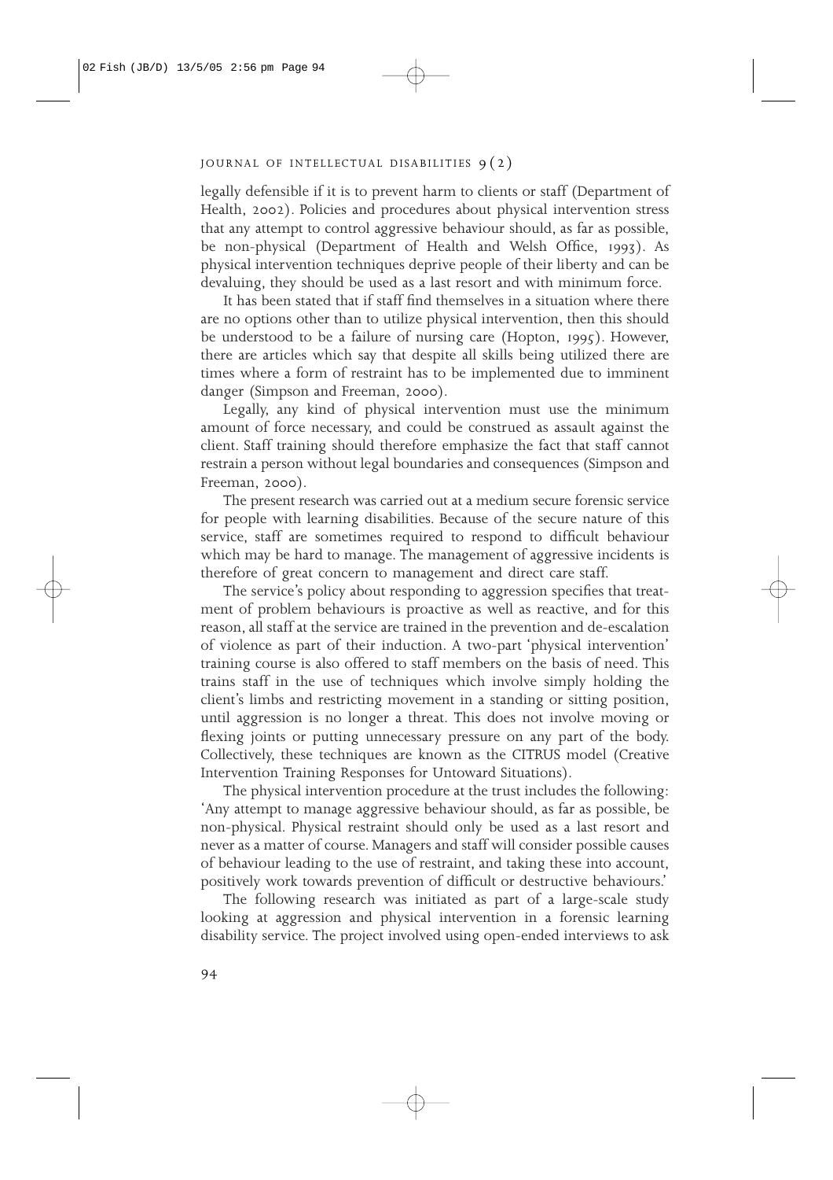legally defensible if it is to prevent harm to clients or staff (Department of Health, 2002). Policies and procedures about physical intervention stress that any attempt to control aggressive behaviour should, as far as possible, be non-physical (Department of Health and Welsh Office, 1993). As physical intervention techniques deprive people of their liberty and can be devaluing, they should be used as a last resort and with minimum force.

It has been stated that if staff find themselves in a situation where there are no options other than to utilize physical intervention, then this should be understood to be a failure of nursing care (Hopton, 1995). However, there are articles which say that despite all skills being utilized there are times where a form of restraint has to be implemented due to imminent danger (Simpson and Freeman, 2000).

Legally, any kind of physical intervention must use the minimum amount of force necessary, and could be construed as assault against the client. Staff training should therefore emphasize the fact that staff cannot restrain a person without legal boundaries and consequences (Simpson and Freeman, 2000).

The present research was carried out at a medium secure forensic service for people with learning disabilities. Because of the secure nature of this service, staff are sometimes required to respond to difficult behaviour which may be hard to manage. The management of aggressive incidents is therefore of great concern to management and direct care staff.

The service's policy about responding to aggression specifies that treatment of problem behaviours is proactive as well as reactive, and for this reason, all staff at the service are trained in the prevention and de-escalation of violence as part of their induction. A two-part 'physical intervention' training course is also offered to staff members on the basis of need. This trains staff in the use of techniques which involve simply holding the client's limbs and restricting movement in a standing or sitting position, until aggression is no longer a threat. This does not involve moving or flexing joints or putting unnecessary pressure on any part of the body. Collectively, these techniques are known as the CITRUS model (Creative Intervention Training Responses for Untoward Situations).

The physical intervention procedure at the trust includes the following: 'Any attempt to manage aggressive behaviour should, as far as possible, be non-physical. Physical restraint should only be used as a last resort and never as a matter of course. Managers and staff will consider possible causes of behaviour leading to the use of restraint, and taking these into account, positively work towards prevention of difficult or destructive behaviours.'

The following research was initiated as part of a large-scale study looking at aggression and physical intervention in a forensic learning disability service. The project involved using open-ended interviews to ask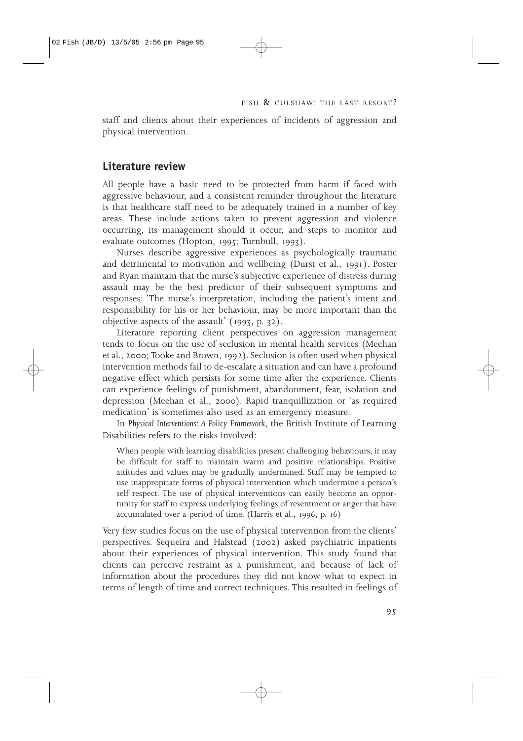staff and clients about their experiences of incidents of aggression and physical intervention.

## Literature review

All people have a basic need to be protected from harm if faced with aggressive behaviour, and a consistent reminder throughout the literature is that healthcare staff need to be adequately trained in a number of key areas. These include actions taken to prevent aggression and violence occurring, its management should it occur, and steps to monitor and evaluate outcomes (Hopton, 1995; Turnbull, 1993).

Nurses describe aggressive experiences as psychologically traumatic and detrimental to motivation and wellbeing (Durst et al., 1991). Poster and Ryan maintain that the nurse's subjective experience of distress during assault may be the best predictor of their subsequent symptoms and responses: 'The nurse's interpretation, including the patient's intent and responsibility for his or her behaviour, may be more important than the objective aspects of the assault' (1993, p. 32).

Literature reporting client perspectives on aggression management tends to focus on the use of seclusion in mental health services (Meehan et al., 2000; Tooke and Brown, 1992). Seclusion is often used when physical intervention methods fail to de-escalate a situation and can have a profound negative effect which persists for some time after the experience. Clients can experience feelings of punishment, abandonment, fear, isolation and depression (Meehan et al., 2000). Rapid tranquillization or 'as required medication' is sometimes also used as an emergency measure.

In *Physical Interventions: A Policy Framework*, the British Institute of Learning Disabilities refers to the risks involved:

> When people with learning disabilities present challenging behaviours, it may be difficult for staff to maintain warm and positive relationships. Positive attitudes and values may be gradually undermined. Staff may be tempted to use inappropriate forms of physical intervention which undermine a person's self respect. The use of physical interventions can easily become an opportunity for staff to express underlying feelings of resentment or anger that have accumulated over a period of time. (Harris et al., 1996, p. 16)

Very few studies focus on the use of physical intervention from the clients' perspectives. Sequeira and Halstead (2002) asked psychiatric inpatients about their experiences of physical intervention. This study found that clients can perceive restraint as a punishment, and because of lack of information about the procedures they did not know what to expect in terms of length of time and correct techniques. This resulted in feelings of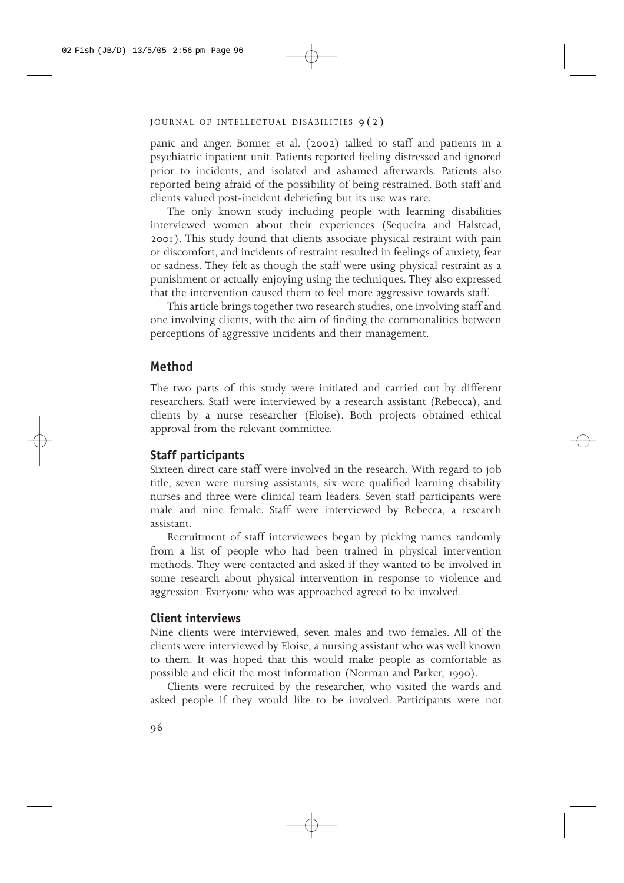panic and anger. Bonner et al. (2002) talked to staff and patients in a psychiatric inpatient unit. Patients reported feeling distressed and ignored prior to incidents, and isolated and ashamed afterwards. Patients also reported being afraid of the possibility of being restrained. Both staff and clients valued post-incident debriefing but its use was rare.

The only known study including people with learning disabilities interviewed women about their experiences (Sequeira and Halstead, 2001). This study found that clients associate physical restraint with pain or discomfort, and incidents of restraint resulted in feelings of anxiety, fear or sadness. They felt as though the staff were using physical restraint as a punishment or actually enjoying using the techniques. They also expressed that the intervention caused them to feel more aggressive towards staff.

This article brings together two research studies, one involving staff and one involving clients, with the aim of finding the commonalities between perceptions of aggressive incidents and their management.

## Method

The two parts of this study were initiated and carried out by different researchers. Staff were interviewed by a research assistant (Rebecca), and clients by a nurse researcher (Eloise). Both projects obtained ethical approval from the relevant committee.

### Staff participants

Sixteen direct care staff were involved in the research. With regard to job title, seven were nursing assistants, six were qualified learning disability nurses and three were clinical team leaders. Seven staff participants were male and nine female. Staff were interviewed by Rebecca, a research assistant.

Recruitment of staff interviewees began by picking names randomly from a list of people who had been trained in physical intervention methods. They were contacted and asked if they wanted to be involved in some research about physical intervention in response to violence and aggression. Everyone who was approached agreed to be involved.

### Client interviews

Nine clients were interviewed, seven males and two females. All of the clients were interviewed by Eloise, a nursing assistant who was well known to them. It was hoped that this would make people as comfortable as possible and elicit the most information (Norman and Parker, 1990).

Clients were recruited by the researcher, who visited the wards and asked people if they would like to be involved. Participants were not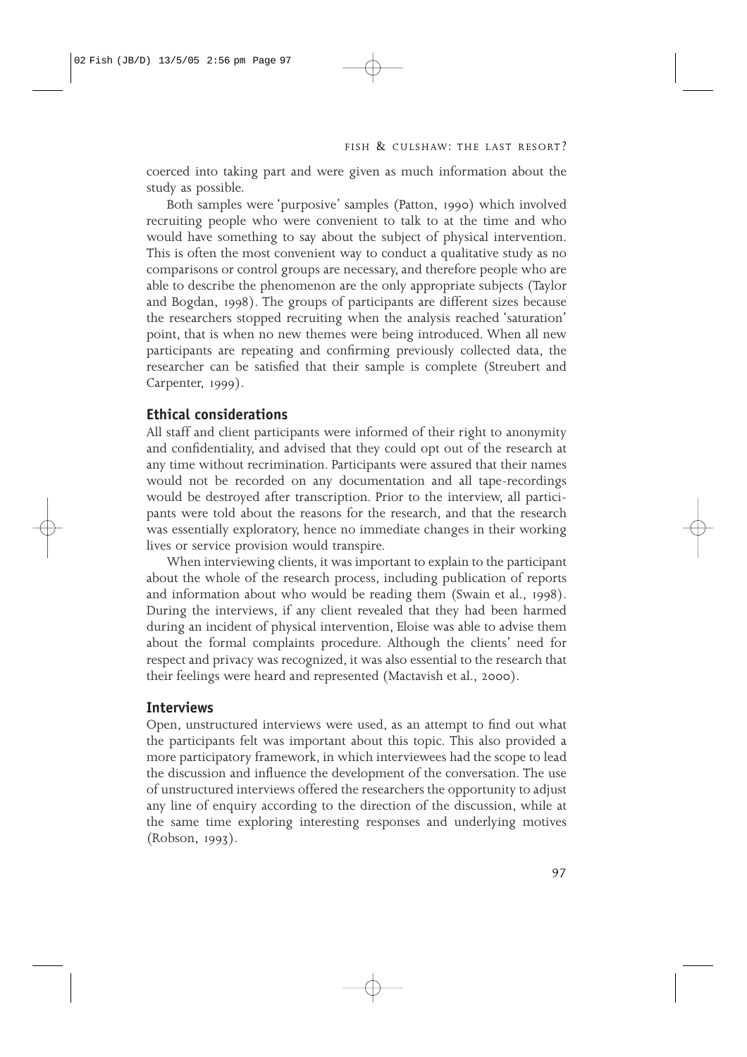coerced into taking part and were given as much information about the study as possible.

Both samples were 'purposive' samples (Patton, 1990) which involved recruiting people who were convenient to talk to at the time and who would have something to say about the subject of physical intervention. This is often the most convenient way to conduct a qualitative study as no comparisons or control groups are necessary, and therefore people who are able to describe the phenomenon are the only appropriate subjects (Taylor and Bogdan, 1998). The groups of participants are different sizes because the researchers stopped recruiting when the analysis reached 'saturation' point, that is when no new themes were being introduced. When all new participants are repeating and confirming previously collected data, the researcher can be satisfied that their sample is complete (Streubert and Carpenter, 1999).

## Ethical considerations

All staff and client participants were informed of their right to anonymity and confidentiality, and advised that they could opt out of the research at any time without recrimination. Participants were assured that their names would not be recorded on any documentation and all tape-recordings would be destroyed after transcription. Prior to the interview, all participants were told about the reasons for the research, and that the research was essentially exploratory, hence no immediate changes in their working lives or service provision would transpire.

When interviewing clients, it was important to explain to the participant about the whole of the research process, including publication of reports and information about who would be reading them (Swain et al., 1998). During the interviews, if any client revealed that they had been harmed during an incident of physical intervention, Eloise was able to advise them about the formal complaints procedure. Although the clients' need for respect and privacy was recognized, it was also essential to the research that their feelings were heard and represented (Mactavish et al., 2000).

## Interviews

Open, unstructured interviews were used, as an attempt to find out what the participants felt was important about this topic. This also provided a more participatory framework, in which interviewees had the scope to lead the discussion and influence the development of the conversation. The use of unstructured interviews offered the researchers the opportunity to adjust any line of enquiry according to the direction of the discussion, while at the same time exploring interesting responses and underlying motives (Robson, 1993).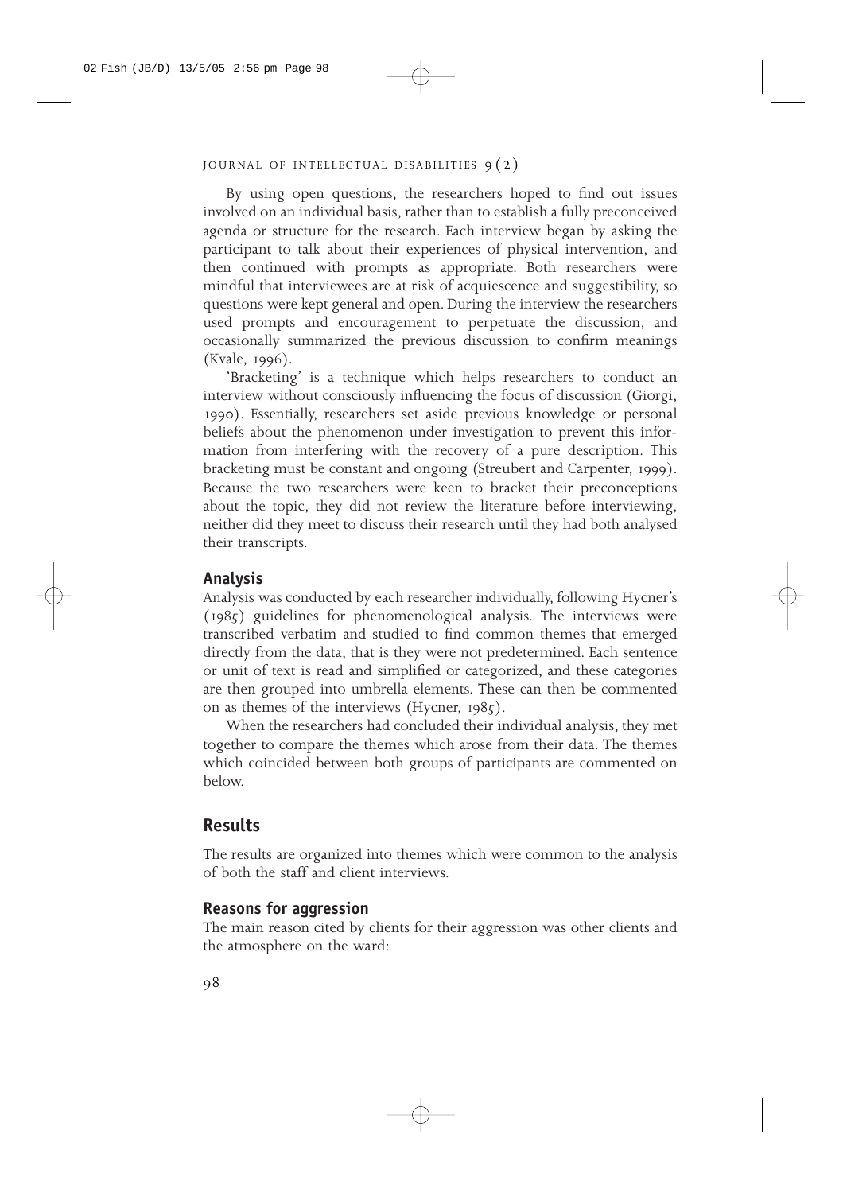By using open questions, the researchers hoped to find out issues involved on an individual basis, rather than to establish a fully preconceived agenda or structure for the research. Each interview began by asking the participant to talk about their experiences of physical intervention, and then continued with prompts as appropriate. Both researchers were mindful that interviewees are at risk of acquiescence and suggestibility, so questions were kept general and open. During the interview the researchers used prompts and encouragement to perpetuate the discussion, and occasionally summarized the previous discussion to confirm meanings (Kvale, 1996).

'Bracketing' is a technique which helps researchers to conduct an interview without consciously influencing the focus of discussion (Giorgi, 1990). Essentially, researchers set aside previous knowledge or personal beliefs about the phenomenon under investigation to prevent this information from interfering with the recovery of a pure description. This bracketing must be constant and ongoing (Streubert and Carpenter, 1999). Because the two researchers were keen to bracket their preconceptions about the topic, they did not review the literature before interviewing, neither did they meet to discuss their research until they had both analysed their transcripts.

### Analysis

Analysis was conducted by each researcher individually, following Hycner's (1985) guidelines for phenomenological analysis. The interviews were transcribed verbatim and studied to find common themes that emerged directly from the data, that is they were not predetermined. Each sentence or unit of text is read and simplified or categorized, and these categories are then grouped into umbrella elements. These can then be commented on as themes of the interviews (Hycner, 1985).

When the researchers had concluded their individual analysis, they met together to compare the themes which arose from their data. The themes which coincided between both groups of participants are commented on below.

## Results

The results are organized into themes which were common to the analysis of both the staff and client interviews.

### Reasons for aggression

The main reason cited by clients for their aggression was other clients and the atmosphere on the ward: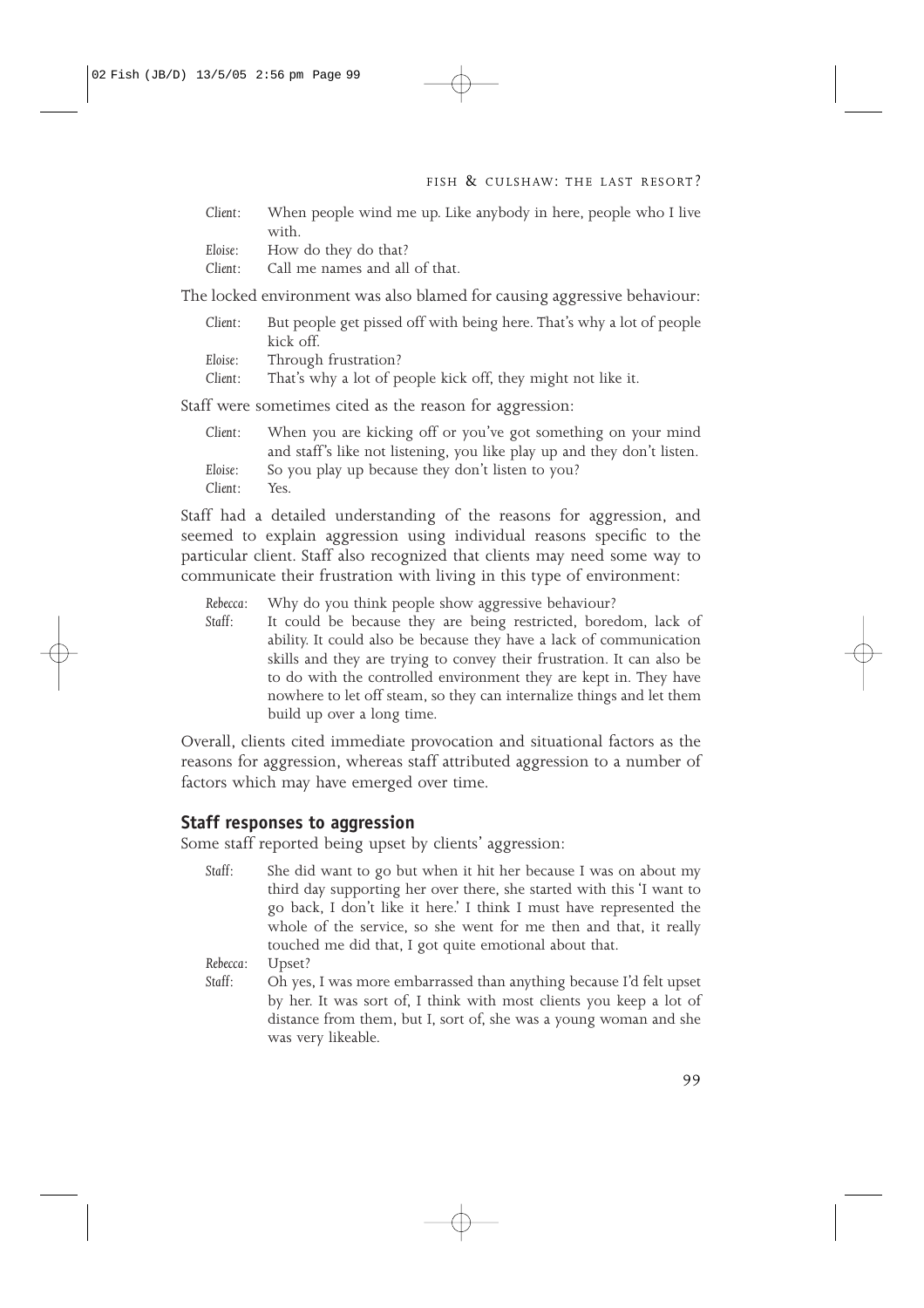*Client*: When people wind me up. Like anybody in here, people who I live with.
*Eloise*: How do they do that?
*Client*: Call me names and all of that.

The locked environment was also blamed for causing aggressive behaviour:

*Client*: But people get pissed off with being here. That's why a lot of people kick off.
*Eloise*: Through frustration?
*Client*: That's why a lot of people kick off, they might not like it.

Staff were sometimes cited as the reason for aggression:

*Client*: When you are kicking off or you've got something on your mind and staff's like not listening, you like play up and they don't listen.
*Eloise*: So you play up because they don't listen to you?
*Client*: Yes.

Staff had a detailed understanding of the reasons for aggression, and seemed to explain aggression using individual reasons specific to the particular client. Staff also recognized that clients may need some way to communicate their frustration with living in this type of environment:

*Rebecca*: Why do you think people show aggressive behaviour?
*Staff*: It could be because they are being restricted, boredom, lack of ability. It could also be because they have a lack of communication skills and they are trying to convey their frustration. It can also be to do with the controlled environment they are kept in. They have nowhere to let off steam, so they can internalize things and let them build up over a long time.

Overall, clients cited immediate provocation and situational factors as the reasons for aggression, whereas staff attributed aggression to a number of factors which may have emerged over time.

## Staff responses to aggression

Some staff reported being upset by clients' aggression:

*Staff*: She did want to go but when it hit her because I was on about my third day supporting her over there, she started with this 'I want to go back, I don't like it here.' I think I must have represented the whole of the service, so she went for me then and that, it really touched me did that, I got quite emotional about that.
*Rebecca*: Upset?
*Staff*: Oh yes, I was more embarrassed than anything because I'd felt upset by her. It was sort of, I think with most clients you keep a lot of distance from them, but I, sort of, she was a young woman and she was very likeable.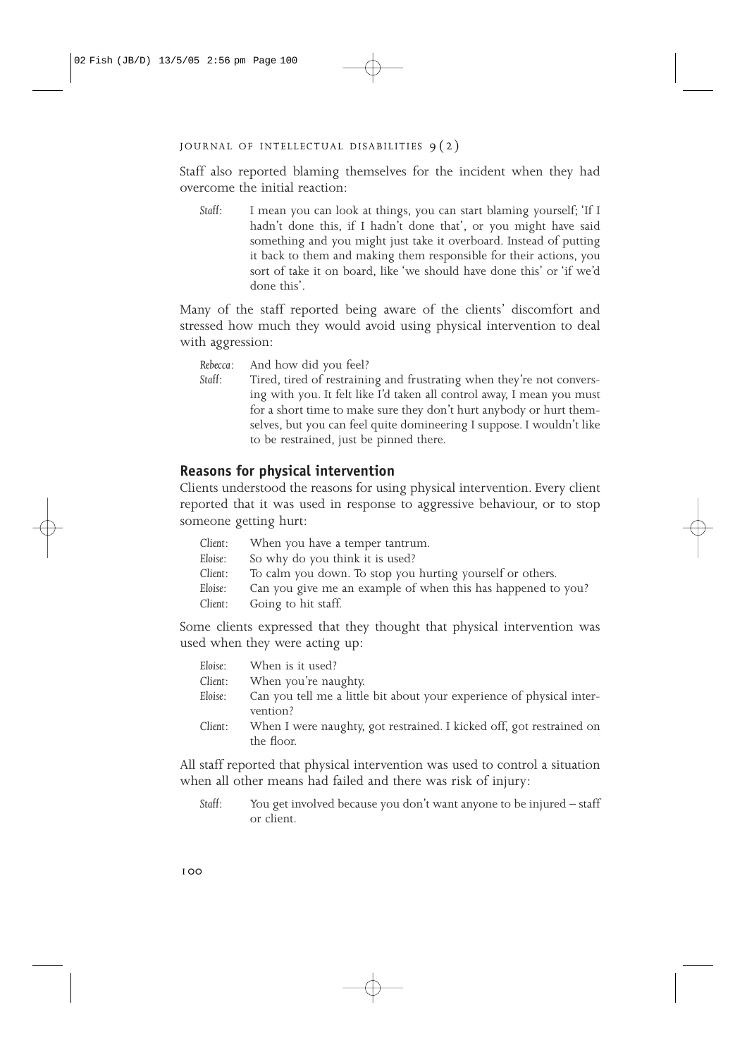Staff also reported blaming themselves for the incident when they had overcome the initial reaction:

> *Staff*: I mean you can look at things, you can start blaming yourself; 'If I hadn't done this, if I hadn't done that', or you might have said something and you might just take it overboard. Instead of putting it back to them and making them responsible for their actions, you sort of take it on board, like 'we should have done this' or 'if we'd done this'.

Many of the staff reported being aware of the clients' discomfort and stressed how much they would avoid using physical intervention to deal with aggression:

> *Rebecca*: And how did you feel?
>
> *Staff*: Tired, tired of restraining and frustrating when they're not conversing with you. It felt like I'd taken all control away, I mean you must for a short time to make sure they don't hurt anybody or hurt themselves, but you can feel quite domineering I suppose. I wouldn't like to be restrained, just be pinned there.

## Reasons for physical intervention

Clients understood the reasons for using physical intervention. Every client reported that it was used in response to aggressive behaviour, or to stop someone getting hurt:

> *Client*: When you have a temper tantrum.
>
> *Eloise*: So why do you think it is used?
>
> *Client*: To calm you down. To stop you hurting yourself or others.
>
> *Eloise*: Can you give me an example of when this has happened to you?
>
> *Client*: Going to hit staff.

Some clients expressed that they thought that physical intervention was used when they were acting up:

> *Eloise*: When is it used?
>
> *Client*: When you're naughty.
>
> *Eloise*: Can you tell me a little bit about your experience of physical intervention?
>
> *Client*: When I were naughty, got restrained. I kicked off, got restrained on the floor.

All staff reported that physical intervention was used to control a situation when all other means had failed and there was risk of injury:

> *Staff*: You get involved because you don't want anyone to be injured – staff or client.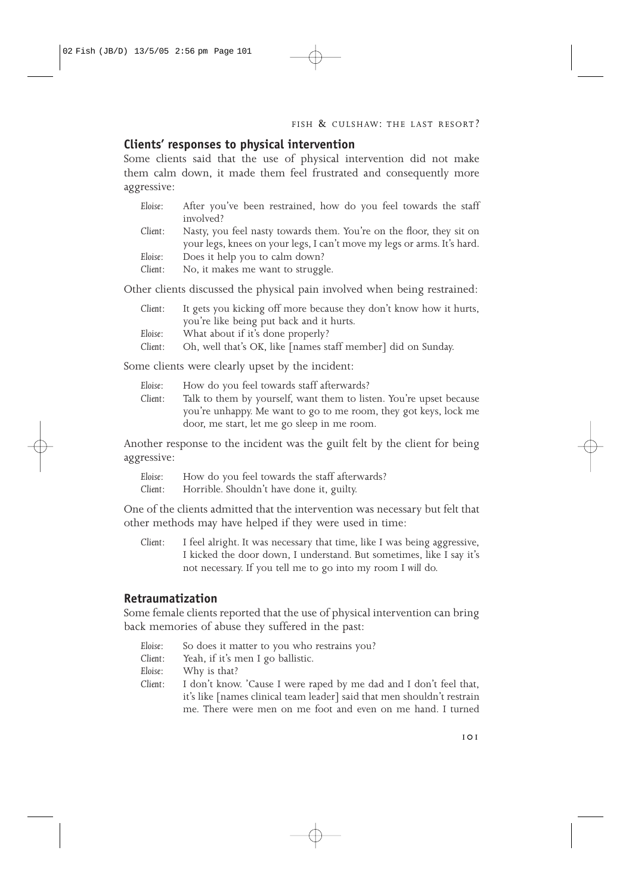## Clients' responses to physical intervention

Some clients said that the use of physical intervention did not make them calm down, it made them feel frustrated and consequently more aggressive:

*Eloise*: After you've been restrained, how do you feel towards the staff involved?

*Client*: Nasty, you feel nasty towards them. You're on the floor, they sit on your legs, knees on your legs, I can't move my legs or arms. It's hard.

*Eloise*: Does it help you to calm down?

*Client*: No, it makes me want to struggle.

Other clients discussed the physical pain involved when being restrained:

*Client*: It gets you kicking off more because they don't know how it hurts, you're like being put back and it hurts.

*Eloise*: What about if it's done properly?

*Client*: Oh, well that's OK, like [names staff member] did on Sunday.

Some clients were clearly upset by the incident:

*Eloise*: How do you feel towards staff afterwards?

*Client*: Talk to them by yourself, want them to listen. You're upset because you're unhappy. Me want to go to me room, they got keys, lock me door, me start, let me go sleep in me room.

Another response to the incident was the guilt felt by the client for being aggressive:

*Eloise*: How do you feel towards the staff afterwards?

*Client*: Horrible. Shouldn't have done it, guilty.

One of the clients admitted that the intervention was necessary but felt that other methods may have helped if they were used in time:

*Client*: I feel alright. It was necessary that time, like I was being aggressive, I kicked the door down, I understand. But sometimes, like I say it's not necessary. If you tell me to go into my room I *will* do.

## Retraumatization

Some female clients reported that the use of physical intervention can bring back memories of abuse they suffered in the past:

*Eloise*: So does it matter to you who restrains you?

*Client*: Yeah, if it's men I go ballistic.

*Eloise*: Why is that?

*Client*: I don't know. 'Cause I were raped by me dad and I don't feel that, it's like [names clinical team leader] said that men shouldn't restrain me. There were men on me foot and even on me hand. I turned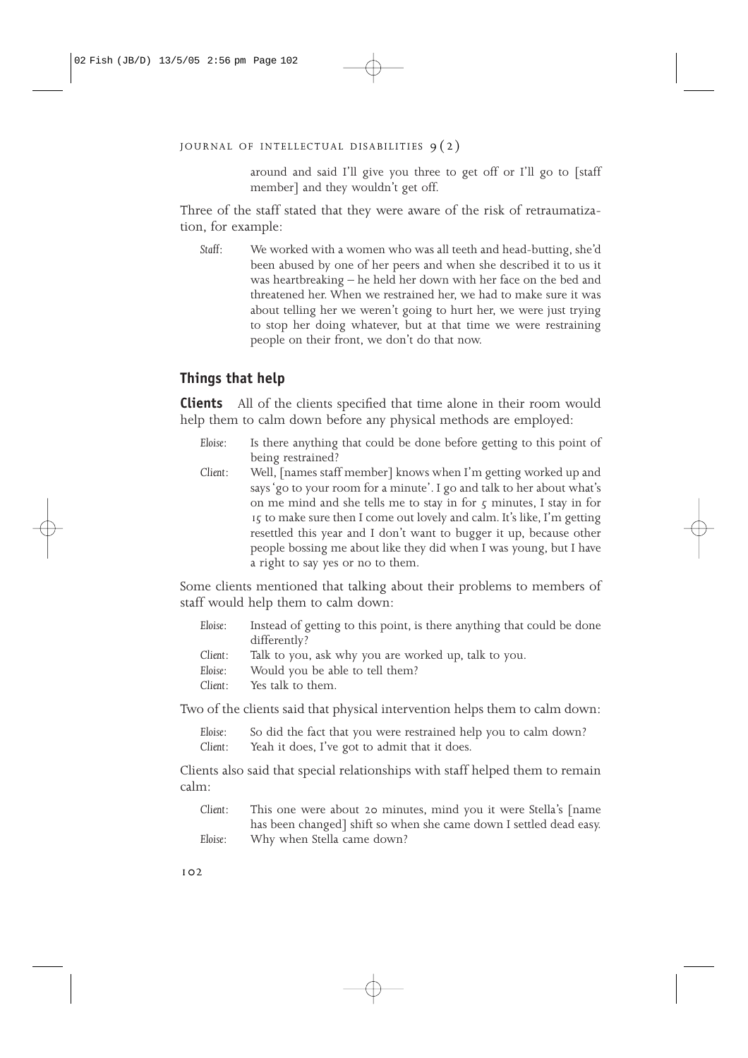around and said I'll give you three to get off or I'll go to [staff member] and they wouldn't get off.

Three of the staff stated that they were aware of the risk of retraumatization, for example:

> *Staff*: We worked with a women who was all teeth and head-butting, she'd been abused by one of her peers and when she described it to us it was heartbreaking – he held her down with her face on the bed and threatened her. When we restrained her, we had to make sure it was about telling her we weren't going to hurt her, we were just trying to stop her doing whatever, but at that time we were restraining people on their front, we don't do that now.

## Things that help

**Clients** All of the clients specified that time alone in their room would help them to calm down before any physical methods are employed:

> *Eloise*: Is there anything that could be done before getting to this point of being restrained?
>
> *Client*: Well, [names staff member] knows when I'm getting worked up and says 'go to your room for a minute'. I go and talk to her about what's on me mind and she tells me to stay in for 5 minutes, I stay in for 15 to make sure then I come out lovely and calm. It's like, I'm getting resettled this year and I don't want to bugger it up, because other people bossing me about like they did when I was young, but I have a right to say yes or no to them.

Some clients mentioned that talking about their problems to members of staff would help them to calm down:

> *Eloise*: Instead of getting to this point, is there anything that could be done differently?
>
> *Client*: Talk to you, ask why you are worked up, talk to you.
>
> *Eloise*: Would you be able to tell them?
>
> *Client*: Yes talk to them.

Two of the clients said that physical intervention helps them to calm down:

> *Eloise*: So did the fact that you were restrained help you to calm down?
>
> *Client*: Yeah it does, I've got to admit that it does.

Clients also said that special relationships with staff helped them to remain calm:

> *Client*: This one were about 20 minutes, mind you it were Stella's [name has been changed] shift so when she came down I settled dead easy.
>
> *Eloise*: Why when Stella came down?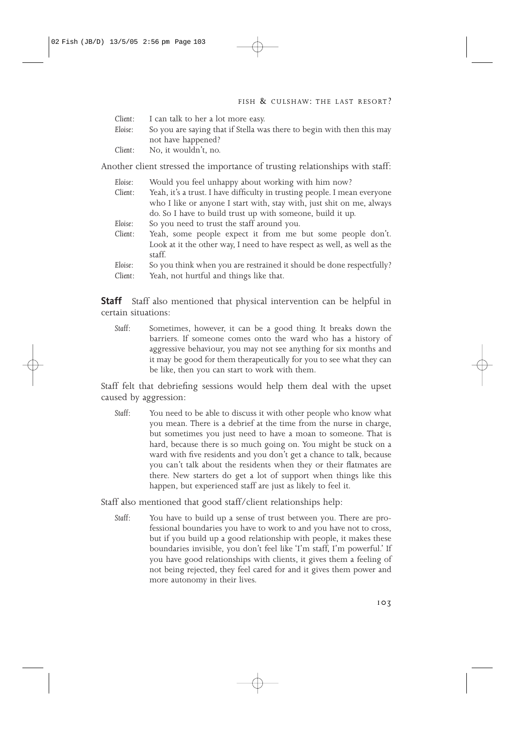*Client*: I can talk to her a lot more easy.

*Eloise*: So you are saying that if Stella was there to begin with then this may not have happened?

*Client*: No, it wouldn't, no.

Another client stressed the importance of trusting relationships with staff:

*Eloise*: Would you feel unhappy about working with him now?

*Client*: Yeah, it's a trust. I have difficulty in trusting people. I mean everyone who I like or anyone I start with, stay with, just shit on me, always do. So I have to build trust up with someone, build it up.

*Eloise*: So you need to trust the staff around you.

*Client*: Yeah, some people expect it from me but some people don't. Look at it the other way, I need to have respect as well, as well as the staff.

*Eloise*: So you think when you are restrained it should be done respectfully?

*Client*: Yeah, not hurtful and things like that.

**Staff** Staff also mentioned that physical intervention can be helpful in certain situations:

> *Staff*: Sometimes, however, it can be a good thing. It breaks down the barriers. If someone comes onto the ward who has a history of aggressive behaviour, you may not see anything for six months and it may be good for them therapeutically for you to see what they can be like, then you can start to work with them.

Staff felt that debriefing sessions would help them deal with the upset caused by aggression:

> *Staff*: You need to be able to discuss it with other people who know what you mean. There is a debrief at the time from the nurse in charge, but sometimes you just need to have a moan to someone. That is hard, because there is so much going on. You might be stuck on a ward with five residents and you don't get a chance to talk, because you can't talk about the residents when they or their flatmates are there. New starters do get a lot of support when things like this happen, but experienced staff are just as likely to feel it.

Staff also mentioned that good staff/client relationships help:

> *Staff*: You have to build up a sense of trust between you. There are professional boundaries you have to work to and you have not to cross, but if you build up a good relationship with people, it makes these boundaries invisible, you don't feel like 'I'm staff, I'm powerful.' If you have good relationships with clients, it gives them a feeling of not being rejected, they feel cared for and it gives them power and more autonomy in their lives.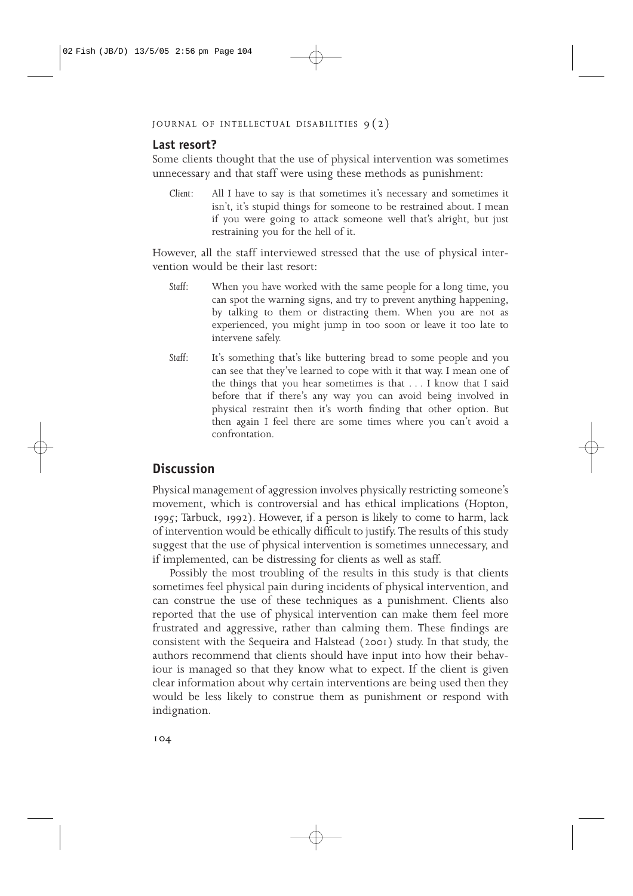### Last resort?

Some clients thought that the use of physical intervention was sometimes unnecessary and that staff were using these methods as punishment:

> *Client*: All I have to say is that sometimes it's necessary and sometimes it isn't, it's stupid things for someone to be restrained about. I mean if you were going to attack someone well that's alright, but just restraining you for the hell of it.

However, all the staff interviewed stressed that the use of physical intervention would be their last resort:

> *Staff*: When you have worked with the same people for a long time, you can spot the warning signs, and try to prevent anything happening, by talking to them or distracting them. When you are not as experienced, you might jump in too soon or leave it too late to intervene safely.

> *Staff*: It's something that's like buttering bread to some people and you can see that they've learned to cope with it that way. I mean one of the things that you hear sometimes is that . . . I know that I said before that if there's any way you can avoid being involved in physical restraint then it's worth finding that other option. But then again I feel there are some times where you can't avoid a confrontation.

## Discussion

Physical management of aggression involves physically restricting someone's movement, which is controversial and has ethical implications (Hopton, 1995; Tarbuck, 1992). However, if a person is likely to come to harm, lack of intervention would be ethically difficult to justify. The results of this study suggest that the use of physical intervention is sometimes unnecessary, and if implemented, can be distressing for clients as well as staff.

Possibly the most troubling of the results in this study is that clients sometimes feel physical pain during incidents of physical intervention, and can construe the use of these techniques as a punishment. Clients also reported that the use of physical intervention can make them feel more frustrated and aggressive, rather than calming them. These findings are consistent with the Sequeira and Halstead (2001) study. In that study, the authors recommend that clients should have input into how their behaviour is managed so that they know what to expect. If the client is given clear information about why certain interventions are being used then they would be less likely to construe them as punishment or respond with indignation.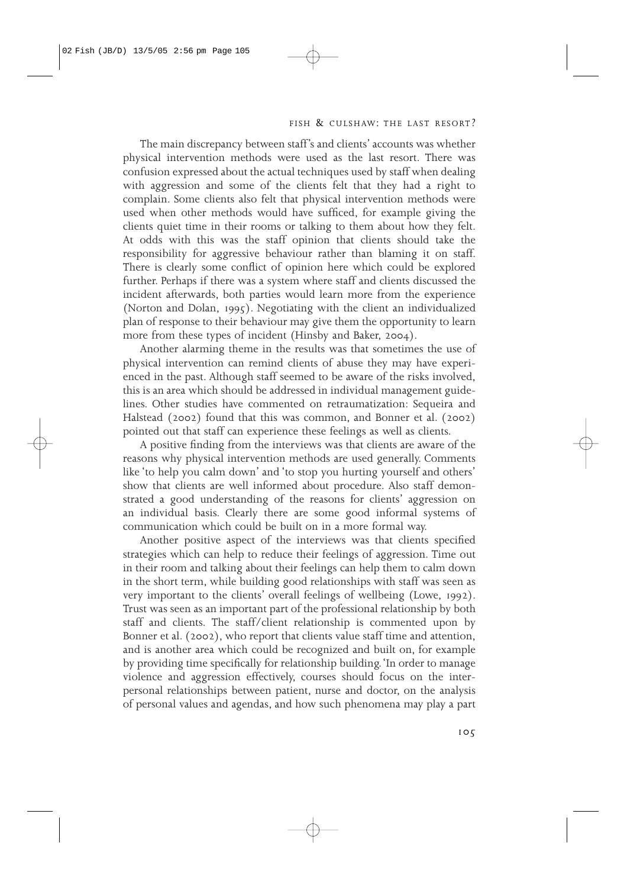The main discrepancy between staff's and clients' accounts was whether physical intervention methods were used as the last resort. There was confusion expressed about the actual techniques used by staff when dealing with aggression and some of the clients felt that they had a right to complain. Some clients also felt that physical intervention methods were used when other methods would have sufficed, for example giving the clients quiet time in their rooms or talking to them about how they felt. At odds with this was the staff opinion that clients should take the responsibility for aggressive behaviour rather than blaming it on staff. There is clearly some conflict of opinion here which could be explored further. Perhaps if there was a system where staff and clients discussed the incident afterwards, both parties would learn more from the experience (Norton and Dolan, 1995). Negotiating with the client an individualized plan of response to their behaviour may give them the opportunity to learn more from these types of incident (Hinsby and Baker, 2004).

Another alarming theme in the results was that sometimes the use of physical intervention can remind clients of abuse they may have experienced in the past. Although staff seemed to be aware of the risks involved, this is an area which should be addressed in individual management guidelines. Other studies have commented on retraumatization: Sequeira and Halstead (2002) found that this was common, and Bonner et al. (2002) pointed out that staff can experience these feelings as well as clients.

A positive finding from the interviews was that clients are aware of the reasons why physical intervention methods are used generally. Comments like 'to help you calm down' and 'to stop you hurting yourself and others' show that clients are well informed about procedure. Also staff demonstrated a good understanding of the reasons for clients' aggression on an individual basis. Clearly there are some good informal systems of communication which could be built on in a more formal way.

Another positive aspect of the interviews was that clients specified strategies which can help to reduce their feelings of aggression. Time out in their room and talking about their feelings can help them to calm down in the short term, while building good relationships with staff was seen as very important to the clients' overall feelings of wellbeing (Lowe, 1992). Trust was seen as an important part of the professional relationship by both staff and clients. The staff/client relationship is commented upon by Bonner et al. (2002), who report that clients value staff time and attention, and is another area which could be recognized and built on, for example by providing time specifically for relationship building. 'In order to manage violence and aggression effectively, courses should focus on the interpersonal relationships between patient, nurse and doctor, on the analysis of personal values and agendas, and how such phenomena may play a part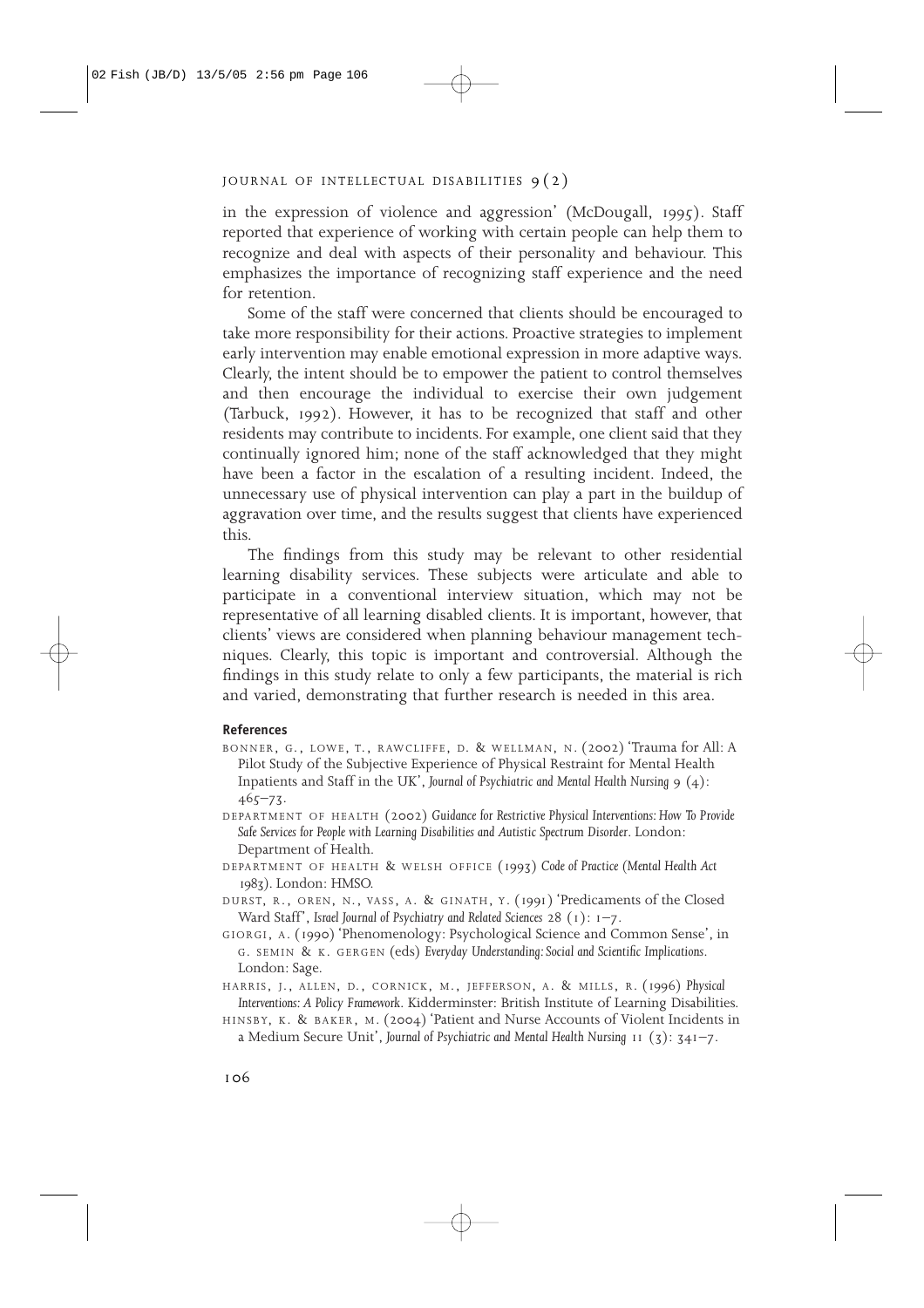in the expression of violence and aggression' (McDougall, 1995). Staff reported that experience of working with certain people can help them to recognize and deal with aspects of their personality and behaviour. This emphasizes the importance of recognizing staff experience and the need for retention.

Some of the staff were concerned that clients should be encouraged to take more responsibility for their actions. Proactive strategies to implement early intervention may enable emotional expression in more adaptive ways. Clearly, the intent should be to empower the patient to control themselves and then encourage the individual to exercise their own judgement (Tarbuck, 1992). However, it has to be recognized that staff and other residents may contribute to incidents. For example, one client said that they continually ignored him; none of the staff acknowledged that they might have been a factor in the escalation of a resulting incident. Indeed, the unnecessary use of physical intervention can play a part in the buildup of aggravation over time, and the results suggest that clients have experienced this.

The findings from this study may be relevant to other residential learning disability services. These subjects were articulate and able to participate in a conventional interview situation, which may not be representative of all learning disabled clients. It is important, however, that clients' views are considered when planning behaviour management techniques. Clearly, this topic is important and controversial. Although the findings in this study relate to only a few participants, the material is rich and varied, demonstrating that further research is needed in this area.

## References

BONNER, G., LOWE, T., RAWCLIFFE, D. & WELLMAN, N. (2002) 'Trauma for All: A Pilot Study of the Subjective Experience of Physical Restraint for Mental Health Inpatients and Staff in the UK', *Journal of Psychiatric and Mental Health Nursing* 9 (4): 465–73.

DEPARTMENT OF HEALTH (2002) *Guidance for Restrictive Physical Interventions: How To Provide Safe Services for People with Learning Disabilities and Autistic Spectrum Disorder*. London: Department of Health.

DEPARTMENT OF HEALTH & WELSH OFFICE (1993) *Code of Practice (Mental Health Act 1983)*. London: HMSO.

DURST, R., OREN, N., VASS, A. & GINATH, Y. (1991) 'Predicaments of the Closed Ward Staff', *Israel Journal of Psychiatry and Related Sciences* 28 (1): 1–7.

GIORGI, A. (1990) 'Phenomenology: Psychological Science and Common Sense', in G. SEMIN & K. GERGEN (eds) *Everyday Understanding: Social and Scientific Implications*. London: Sage.

HARRIS, J., ALLEN, D., CORNICK, M., JEFFERSON, A. & MILLS, R. (1996) *Physical Interventions: A Policy Framework*. Kidderminster: British Institute of Learning Disabilities.

HINSBY, K. & BAKER, M. (2004) 'Patient and Nurse Accounts of Violent Incidents in a Medium Secure Unit', *Journal of Psychiatric and Mental Health Nursing* 11 (3): 341–7.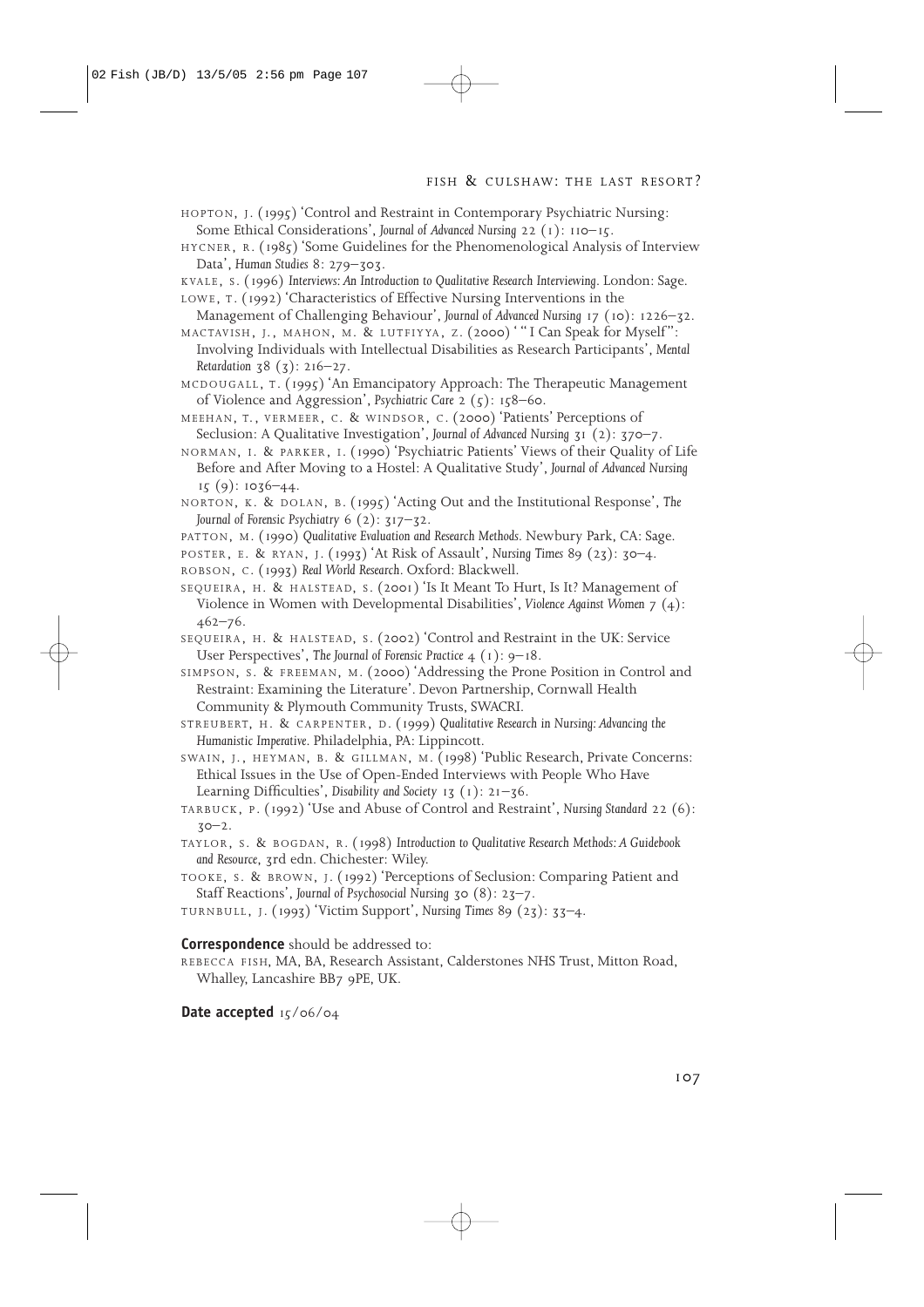HOPTON, J. (1995) 'Control and Restraint in Contemporary Psychiatric Nursing: Some Ethical Considerations', *Journal of Advanced Nursing* 22 (1): 110–15.

HYCNER, R. (1985) 'Some Guidelines for the Phenomenological Analysis of Interview Data', *Human Studies* 8: 279–303.

KVALE, S. (1996) *Interviews: An Introduction to Qualitative Research Interviewing*. London: Sage.

LOWE, T. (1992) 'Characteristics of Effective Nursing Interventions in the Management of Challenging Behaviour', *Journal of Advanced Nursing* 17 (10): 1226–32.

MACTAVISH, J., MAHON, M. & LUTFIYYA, Z. (2000) ' "I Can Speak for Myself": Involving Individuals with Intellectual Disabilities as Research Participants', *Mental Retardation* 38 (3): 216–27.

MCDOUGALL, T. (1995) 'An Emancipatory Approach: The Therapeutic Management of Violence and Aggression', *Psychiatric Care* 2 (5): 158–60.

MEEHAN, T., VERMEER, C. & WINDSOR, C. (2000) 'Patients' Perceptions of Seclusion: A Qualitative Investigation', *Journal of Advanced Nursing* 31 (2): 370–7.

NORMAN, I. & PARKER, I. (1990) 'Psychiatric Patients' Views of their Quality of Life Before and After Moving to a Hostel: A Qualitative Study', *Journal of Advanced Nursing* 15 (9): 1036–44.

NORTON, K. & DOLAN, B. (1995) 'Acting Out and the Institutional Response', *The Journal of Forensic Psychiatry* 6 (2): 317–32.

PATTON, M. (1990) *Qualitative Evaluation and Research Methods*. Newbury Park, CA: Sage.

POSTER, E. & RYAN, J. (1993) 'At Risk of Assault', *Nursing Times* 89 (23): 30–4.

ROBSON, C. (1993) *Real World Research*. Oxford: Blackwell.

SEQUEIRA, H. & HALSTEAD, S. (2001) 'Is It Meant To Hurt, Is It? Management of Violence in Women with Developmental Disabilities', *Violence Against Women* 7 (4): 462–76.

SEQUEIRA, H. & HALSTEAD, S. (2002) 'Control and Restraint in the UK: Service User Perspectives', *The Journal of Forensic Practice* 4 (1): 9–18.

SIMPSON, S. & FREEMAN, M. (2000) 'Addressing the Prone Position in Control and Restraint: Examining the Literature'. Devon Partnership, Cornwall Health Community & Plymouth Community Trusts, SWACRI.

STREUBERT, H. & CARPENTER, D. (1999) *Qualitative Research in Nursing: Advancing the Humanistic Imperative*. Philadelphia, PA: Lippincott.

SWAIN, J., HEYMAN, B. & GILLMAN, M. (1998) 'Public Research, Private Concerns: Ethical Issues in the Use of Open-Ended Interviews with People Who Have Learning Difficulties', *Disability and Society* 13 (1): 21–36.

TARBUCK, P. (1992) 'Use and Abuse of Control and Restraint', *Nursing Standard* 22 (6): 30–2.

TAYLOR, S. & BOGDAN, R. (1998) *Introduction to Qualitative Research Methods: A Guidebook and Resource*, 3rd edn. Chichester: Wiley.

TOOKE, S. & BROWN, J. (1992) 'Perceptions of Seclusion: Comparing Patient and Staff Reactions', *Journal of Psychosocial Nursing* 30 (8): 23–7.

TURNBULL, J. (1993) 'Victim Support', *Nursing Times* 89 (23): 33–4.

**Correspondence** should be addressed to:
REBECCA FISH, MA, BA, Research Assistant, Calderstones NHS Trust, Mitton Road, Whalley, Lancashire BB7 9PE, UK.

**Date accepted** 15/06/04